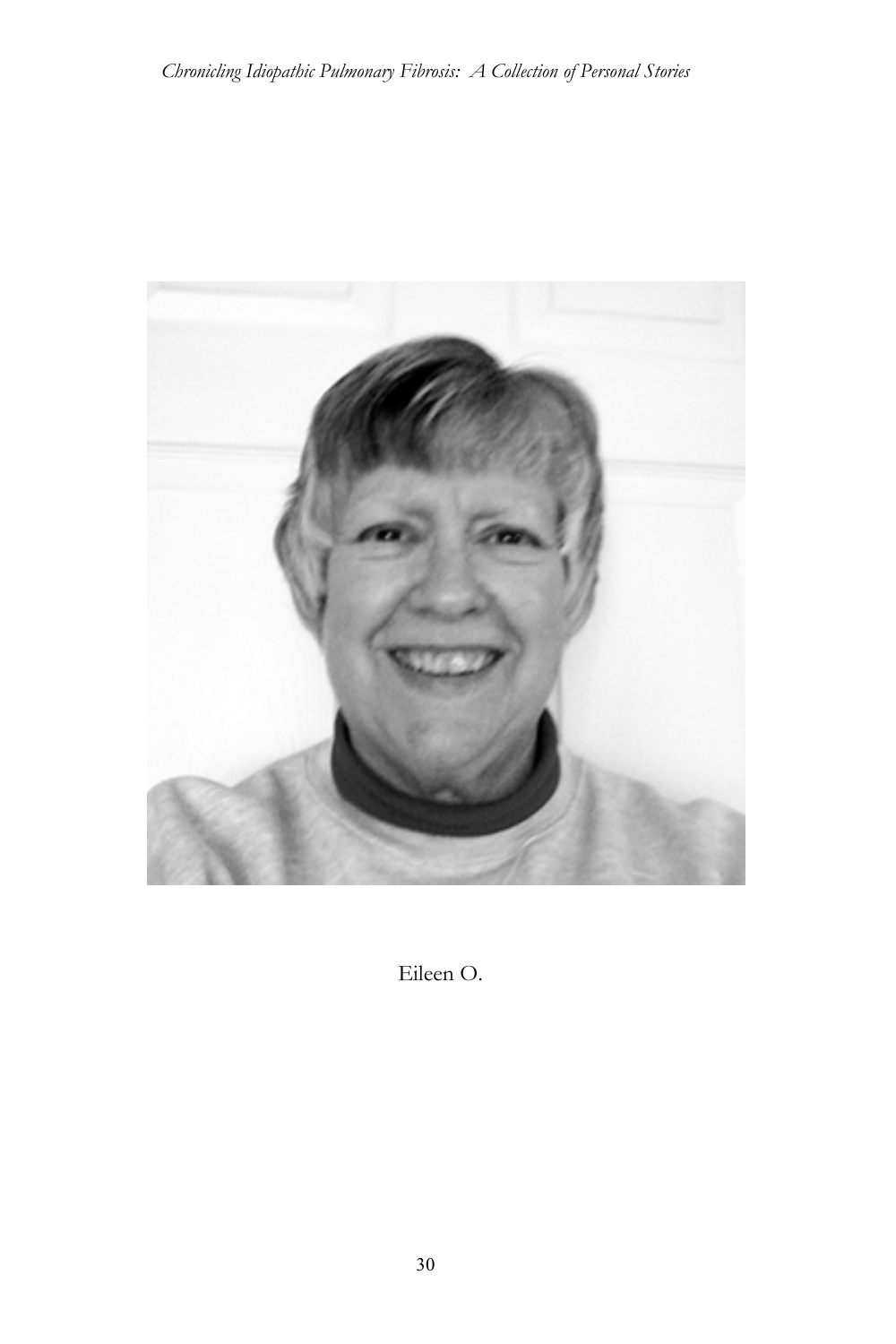Eileen O.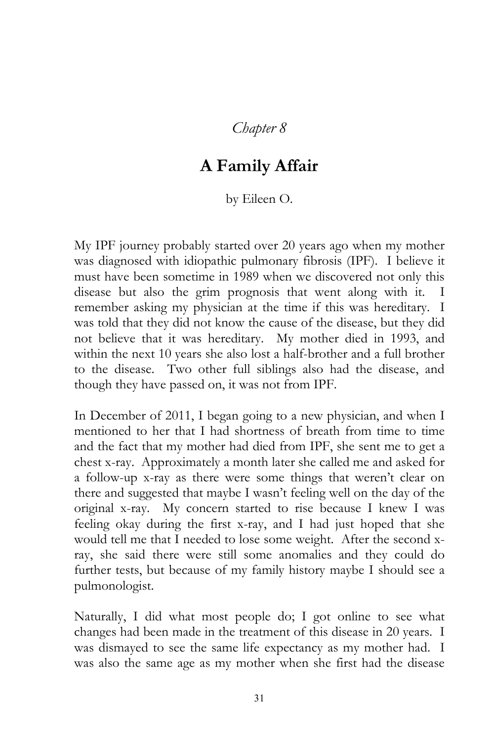*Chapter 8*

# A Family Affair

by Eileen O.

My IPF journey probably started over 20 years ago when my mother was diagnosed with idiopathic pulmonary fibrosis (IPF). I believe it must have been sometime in 1989 when we discovered not only this disease but also the grim prognosis that went along with it. I remember asking my physician at the time if this was hereditary. I was told that they did not know the cause of the disease, but they did not believe that it was hereditary. My mother died in 1993, and within the next 10 years she also lost a half-brother and a full brother to the disease. Two other full siblings also had the disease, and though they have passed on, it was not from IPF.

In December of 2011, I began going to a new physician, and when I mentioned to her that I had shortness of breath from time to time and the fact that my mother had died from IPF, she sent me to get a chest x-ray. Approximately a month later she called me and asked for a follow-up x-ray as there were some things that weren't clear on there and suggested that maybe I wasn't feeling well on the day of the original x-ray. My concern started to rise because I knew I was feeling okay during the first x-ray, and I had just hoped that she would tell me that I needed to lose some weight. After the second x-ray, she said there were still some anomalies and they could do further tests, but because of my family history maybe I should see a pulmonologist.

Naturally, I did what most people do; I got online to see what changes had been made in the treatment of this disease in 20 years. I was dismayed to see the same life expectancy as my mother had. I was also the same age as my mother when she first had the disease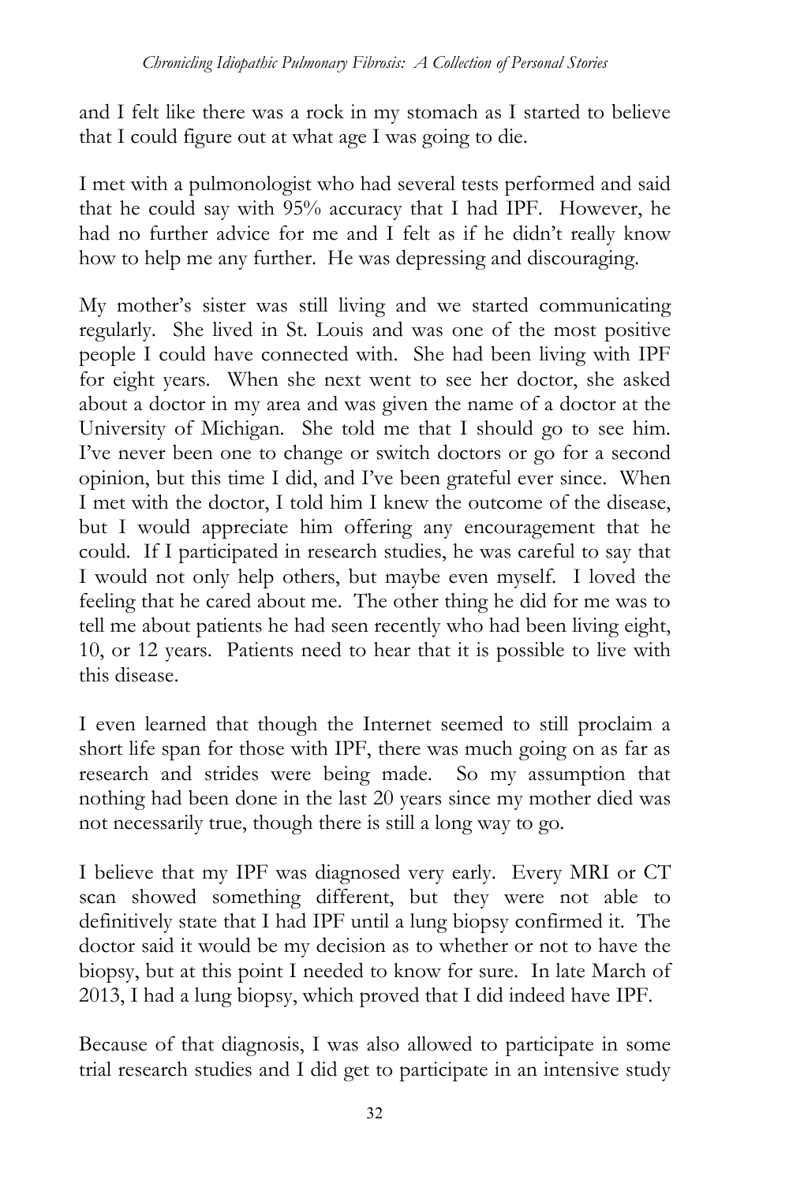and I felt like there was a rock in my stomach as I started to believe that I could figure out at what age I was going to die.

I met with a pulmonologist who had several tests performed and said that he could say with 95% accuracy that I had IPF. However, he had no further advice for me and I felt as if he didn't really know how to help me any further. He was depressing and discouraging.

My mother's sister was still living and we started communicating regularly. She lived in St. Louis and was one of the most positive people I could have connected with. She had been living with IPF for eight years. When she next went to see her doctor, she asked about a doctor in my area and was given the name of a doctor at the University of Michigan. She told me that I should go to see him. I've never been one to change or switch doctors or go for a second opinion, but this time I did, and I've been grateful ever since. When I met with the doctor, I told him I knew the outcome of the disease, but I would appreciate him offering any encouragement that he could. If I participated in research studies, he was careful to say that I would not only help others, but maybe even myself. I loved the feeling that he cared about me. The other thing he did for me was to tell me about patients he had seen recently who had been living eight, 10, or 12 years. Patients need to hear that it is possible to live with this disease.

I even learned that though the Internet seemed to still proclaim a short life span for those with IPF, there was much going on as far as research and strides were being made. So my assumption that nothing had been done in the last 20 years since my mother died was not necessarily true, though there is still a long way to go.

I believe that my IPF was diagnosed very early. Every MRI or CT scan showed something different, but they were not able to definitively state that I had IPF until a lung biopsy confirmed it. The doctor said it would be my decision as to whether or not to have the biopsy, but at this point I needed to know for sure. In late March of 2013, I had a lung biopsy, which proved that I did indeed have IPF.

Because of that diagnosis, I was also allowed to participate in some trial research studies and I did get to participate in an intensive study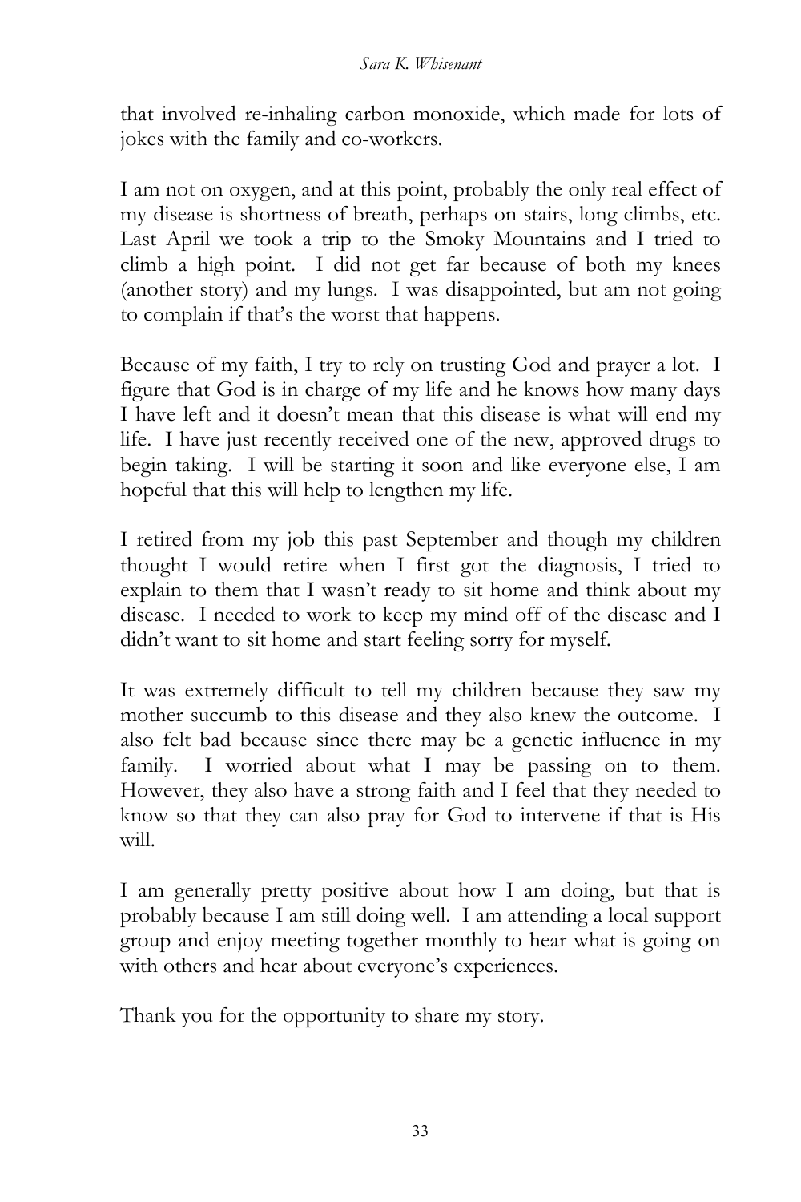that involved re-inhaling carbon monoxide, which made for lots of jokes with the family and co-workers.

I am not on oxygen, and at this point, probably the only real effect of my disease is shortness of breath, perhaps on stairs, long climbs, etc. Last April we took a trip to the Smoky Mountains and I tried to climb a high point. I did not get far because of both my knees (another story) and my lungs. I was disappointed, but am not going to complain if that's the worst that happens.

Because of my faith, I try to rely on trusting God and prayer a lot. I figure that God is in charge of my life and he knows how many days I have left and it doesn't mean that this disease is what will end my life. I have just recently received one of the new, approved drugs to begin taking. I will be starting it soon and like everyone else, I am hopeful that this will help to lengthen my life.

I retired from my job this past September and though my children thought I would retire when I first got the diagnosis, I tried to explain to them that I wasn't ready to sit home and think about my disease. I needed to work to keep my mind off of the disease and I didn't want to sit home and start feeling sorry for myself.

It was extremely difficult to tell my children because they saw my mother succumb to this disease and they also knew the outcome. I also felt bad because since there may be a genetic influence in my family. I worried about what I may be passing on to them. However, they also have a strong faith and I feel that they needed to know so that they can also pray for God to intervene if that is His will.

I am generally pretty positive about how I am doing, but that is probably because I am still doing well. I am attending a local support group and enjoy meeting together monthly to hear what is going on with others and hear about everyone's experiences.

Thank you for the opportunity to share my story.